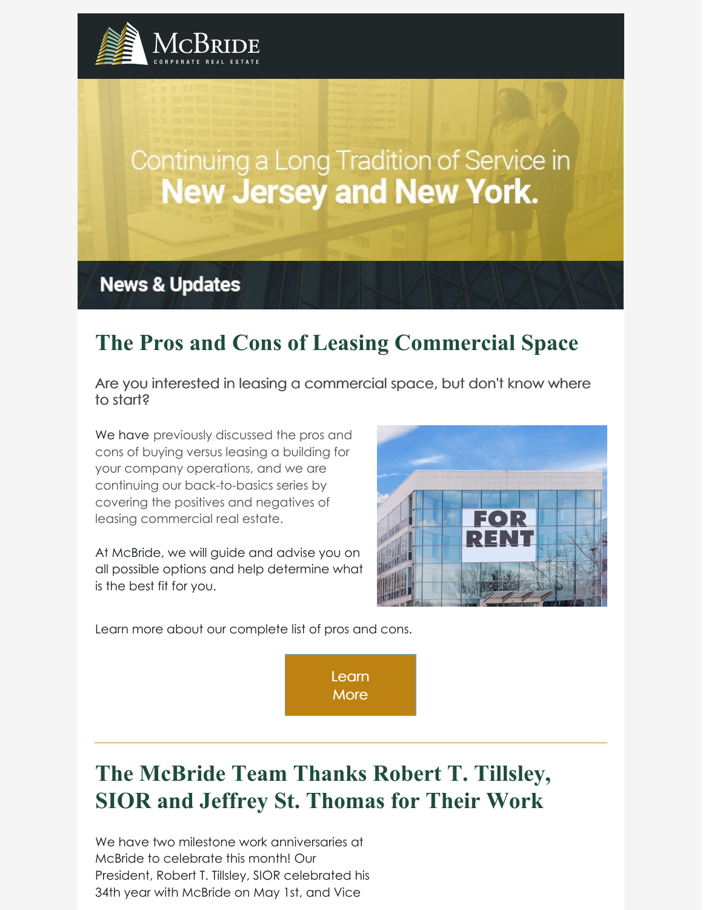McBRIDE
CORPORATE REAL ESTATE

Continuing a Long Tradition of Service in
**New Jersey and New York.**

## News & Updates

# The Pros and Cons of Leasing Commercial Space

Are you interested in leasing a commercial space, but don't know where to start?

We have previously discussed the pros and cons of buying versus leasing a building for your company operations, and we are continuing our back-to-basics series by covering the positives and negatives of leasing commercial real estate.

At McBride, we will guide and advise you on all possible options and help determine what is the best fit for you.

FOR RENT

Learn more about our complete list of pros and cons.

Learn More

---

# The McBride Team Thanks Robert T. Tillsley, SIOR and Jeffrey St. Thomas for Their Work

We have two milestone work anniversaries at McBride to celebrate this month! Our President, Robert T. Tillsley, SIOR celebrated his 34th year with McBride on May 1st, and Vice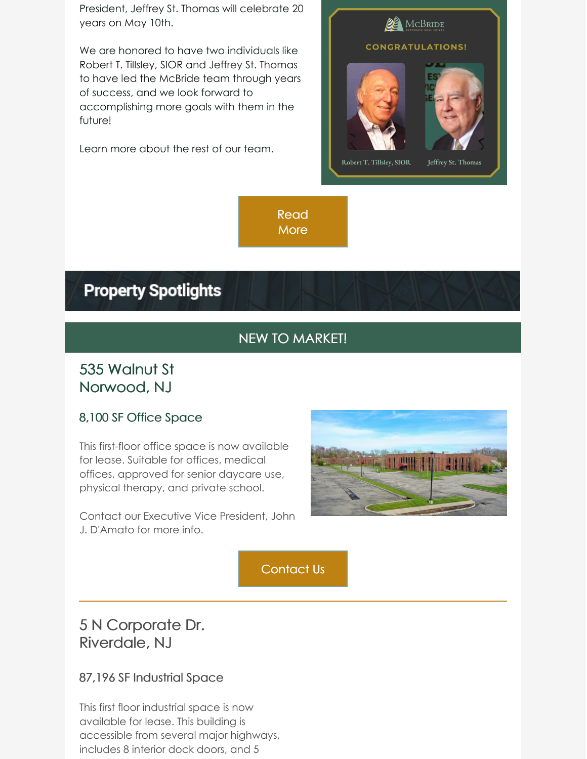President, Jeffrey St. Thomas will celebrate 20 years on May 10th.

We are honored to have two individuals like Robert T. Tillsley, SIOR and Jeffrey St. Thomas to have led the McBride team through years of success, and we look forward to accomplishing more goals with them in the future!

Learn more about the rest of our team.

Read More

## Property Spotlights

### NEW TO MARKET!

## 535 Walnut St
## Norwood, NJ

### 8,100 SF Office Space

This first-floor office space is now available for lease. Suitable for offices, medical offices, approved for senior daycare use, physical therapy, and private school.

Contact our Executive Vice President, John J. D'Amato for more info.

Contact Us

---

## 5 N Corporate Dr.
## Riverdale, NJ

### 87,196 SF Industrial Space

This first floor industrial space is now available for lease. This building is accessible from several major highways, includes 8 interior dock doors, and 5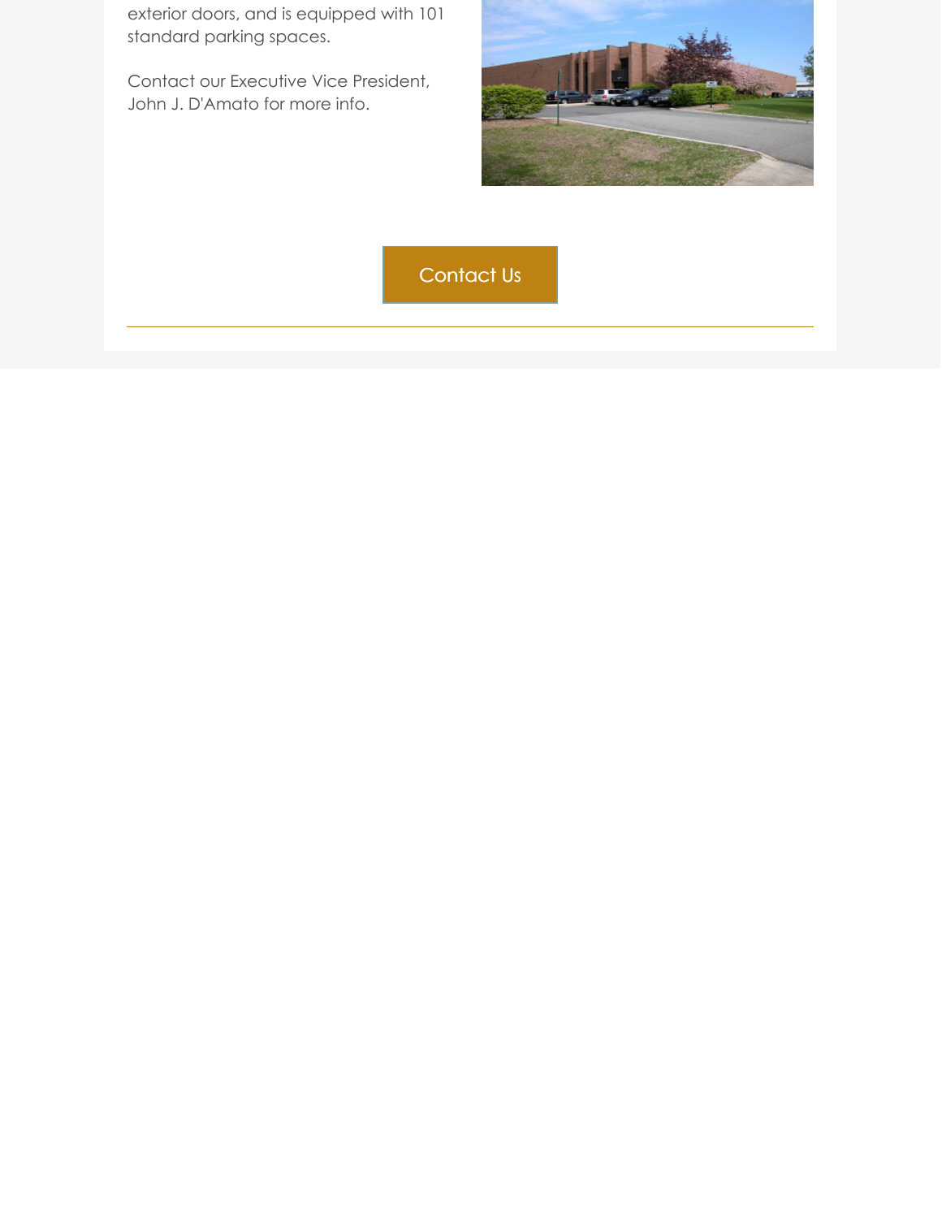exterior doors, and is equipped with 101 standard parking spaces.

Contact our Executive Vice President, John J. D'Amato for more info.

Contact Us